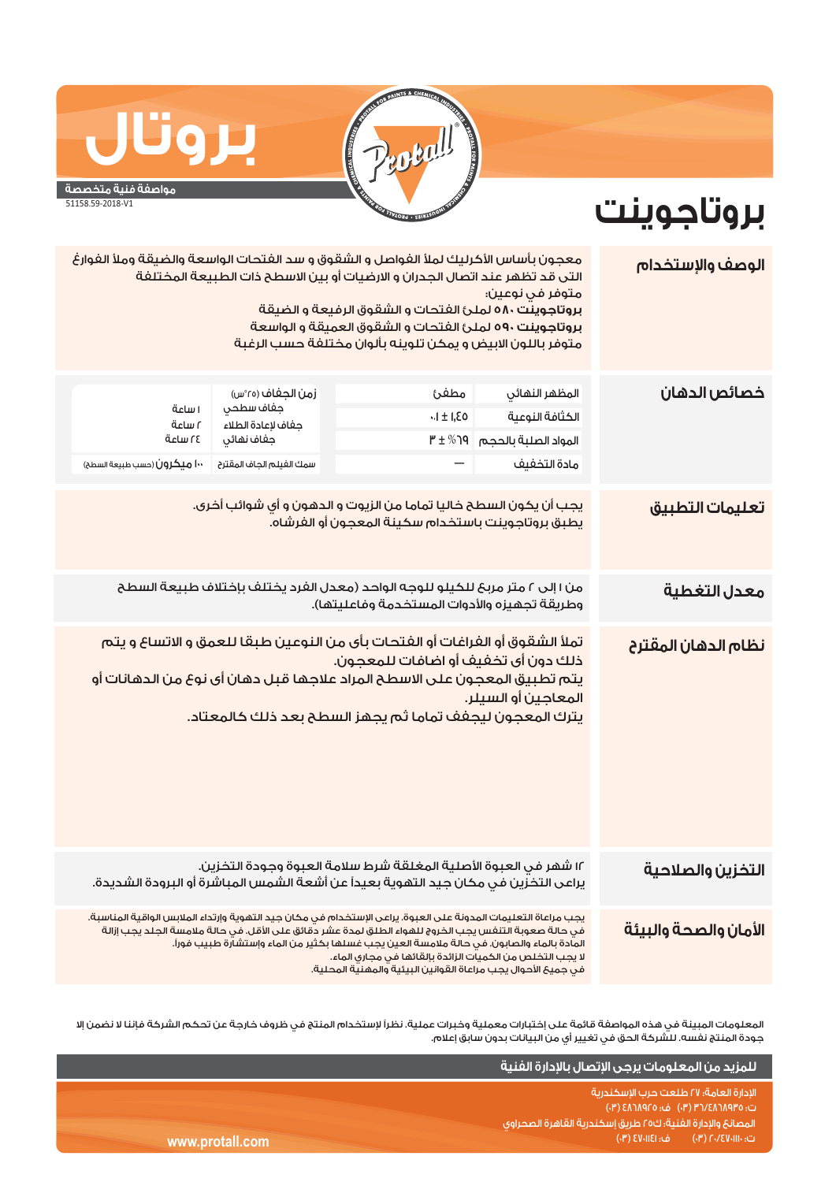# بروتال

**مواصفة فنية متخصصة**

51158.59-2018-V1

# بروتاجوينت

## الوصف والإستخدام

معجون بأساس الأكريليك لملأ الفواصل و الشقوق و سد الفتحات الواسعة والضيقة وملأ الفوارغ التى قد تظهر عند اتصال الجدران و الارضيات أو بين الاسطح ذات الطبيعة المختلفة
متوفر في نوعين:
**بروتاجوينت ٥٨٠** لملئ الفتحات و الشقوق الرفيعة و الضيقة
**بروتاجوينت ٥٩٠** لملئ الفتحات و الشقوق العميقة و الواسعة
متوفر باللون الابيض و يمكن تلوينه بألوان مختلفة حسب الرغبة

## خصائص الدهان

| المظهر النهائي | مطفئ |
|---|---|
| الكثافة النوعية | ٤٥,١ ± ٠,١ |
| المواد الصلبة بالحجم | ٦٩% ± ٣ |
| مادة التخفيف | — |

| زمن الجفاف (٢٥°س) | |
|---|---|
| جفاف سطحي | ١ ساعة |
| جفاف لإعادة الطلاء | ٢ ساعة |
| جفاف نهائي | ٢٤ ساعة |
| سمك الفيلم الجاف المقترح | ١٠٠ ميكرون (حسب طبيعة السطح) |

## تعليمات التطبيق

يجب أن يكون السطح خاليا تماما من الزيوت و الدهون و أي شوائب أخرى.
يطبق بروتاجوينت باستخدام سكينة المعجون أو الفرشاه.

## معدل التغطية

من ١ إلى ٢ متر مربع للكيلو للوجه الواحد (معدل الفرد يختلف بإختلاف طبيعة السطح وطريقة تجهيزه والأدوات المستخدمة وفاعليتها).

## نظام الدهان المقترح

تملأ الشقوق أو الفراغات أو الفتحات بأى من النوعين طبقا للعمق و الاتساع و يتم ذلك دون أى تخفيف أو اضافات للمعجون.
يتم تطبيق المعجون على الاسطح المراد علاجها قبل دهان أى نوع من الدهانات أو المعاجين أو السيلر.
يترك المعجون ليجفف تماما ثم يجهز السطح بعد ذلك كالمعتاد.

## التخزين والصلاحية

١٢ شهر في العبوة الأصلية المغلقة شرط سلامة العبوة وجودة التخزين.
يراعى التخزين في مكان جيد التهوية بعيداً عن أشعة الشمس المباشرة أو البرودة الشديدة.

## الأمان والصحة والبيئة

يجب مراعاة التعليمات المدونة على العبوة. يراعى الإستخدام في مكان جيد التهوية وإرتداء الملابس الواقية المناسبة.
في حالة صعوبة التنفس يجب الخروج للهواء الطلق لمدة عشر دقائق على الأقل. في حالة ملامسة الجلد يجب إزالة المادة بالماء والصابون. في حالة ملامسة العين يجب غسلها بكثير من الماء وإستشارة طبيب فورا.
لا يجب التخلص من الكميات الزائدة بإلقائها في مجاري الماء.
في جميع الأحوال يجب مراعاة القوانين البيئية والمهنية المحلية.

المعلومات المبينة في هذه المواصفة قائمة على إختبارات معملية وخبرات عملية. نظراً لإستخدام المنتج في ظروف خارجة عن تحكم الشركة فإننا لا نضمن إلا جودة المنتج نفسه. للشركة الحق في تغيير أي من البيانات بدون سابق إعلام.

**للمزيد من المعلومات يرجى الإتصال بالإدارة الفنية**

الإدارة العامة: ٢٧ طلعت حرب الإسكندرية
ت: ٤٨٦٨٩٣٥/٣٦ (٠٣) ف: ٤٨٦٨٩٢٥ (٠٣)
المصانع والإدارة الفنية: ك٢٥ طريق إسكندرية القاهرة الصحراوي
ت: ٤٧٠١١٠/٢٠ (٠٣) ف: ٤٧٠١١٤١ (٠٣)

www.protall.com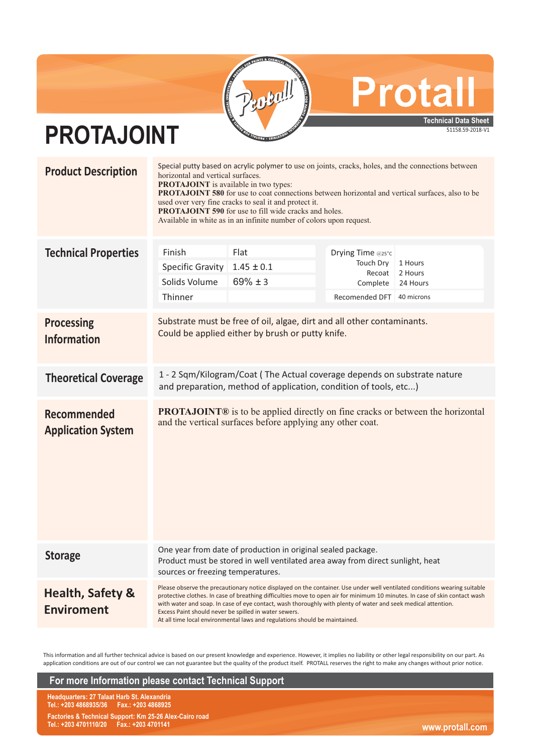Protall

Technical Data Sheet

51158.59-2018-V1

# PROTAJOINT

## Product Description

Special putty based on acrylic polymer to use on joints, cracks, holes, and the connections between horizontal and vertical surfaces.
**PROTAJOINT** is available in two types:
**PROTAJOINT 580** for use to coat connections between horizontal and vertical surfaces, also to be used over very fine cracks to seal it and protect it.
**PROTAJOINT 590** for use to fill wide cracks and holes.
Available in white as in an infinite number of colors upon request.

## Technical Properties

| | | | |
|---|---|---|---|
| Finish | Flat | Drying Time @25°c | |
| Specific Gravity | 1.45 ± 0.1 | Touch Dry | 1 Hours |
| Solids Volume | 69% ± 3 | Recoat | 2 Hours |
| | | Complete | 24 Hours |
| Thinner | | Recomended DFT | 40 microns |

## Processing Information

Substrate must be free of oil, algae, dirt and all other contaminants.
Could be applied either by brush or putty knife.

## Theoretical Coverage

1 - 2 Sqm/Kilogram/Coat ( The Actual coverage depends on substrate nature and preparation, method of application, condition of tools, etc...)

## Recommended Application System

**PROTAJOINT®** is to be applied directly on fine cracks or between the horizontal and the vertical surfaces before applying any other coat.

## Storage

One year from date of production in original sealed package.
Product must be stored in well ventilated area away from direct sunlight, heat sources or freezing temperatures.

## Health, Safety & Enviroment

Please observe the precautionary notice displayed on the container. Use under well ventilated conditions wearing suitable protective clothes. In case of breathing difficulties move to open air for minimum 10 minutes. In case of skin contact wash with water and soap. In case of eye contact, wash thoroughly with plenty of water and seek medical attention.
Excess Paint should never be spilled in water sewers.
At all time local environmental laws and regulations should be maintained.

This information and all further technical advice is based on our present knowledge and experience. However, it implies no liability or other legal responsibility on our part. As application conditions are out of our control we can not guarantee but the quality of the product itself. PROTALL reserves the right to make any changes without prior notice.

**For more Information please contact Technical Support**

**Headquarters: 27 Talaat Harb St. Alexandria**
**Tel.: +203 4868935/36 Fax.: +203 4868925**

**Factories & Technical Support: Km 25-26 Alex-Cairo road**
**Tel.: +203 4701110/20 Fax.: +203 4701141**

**www.protall.com**